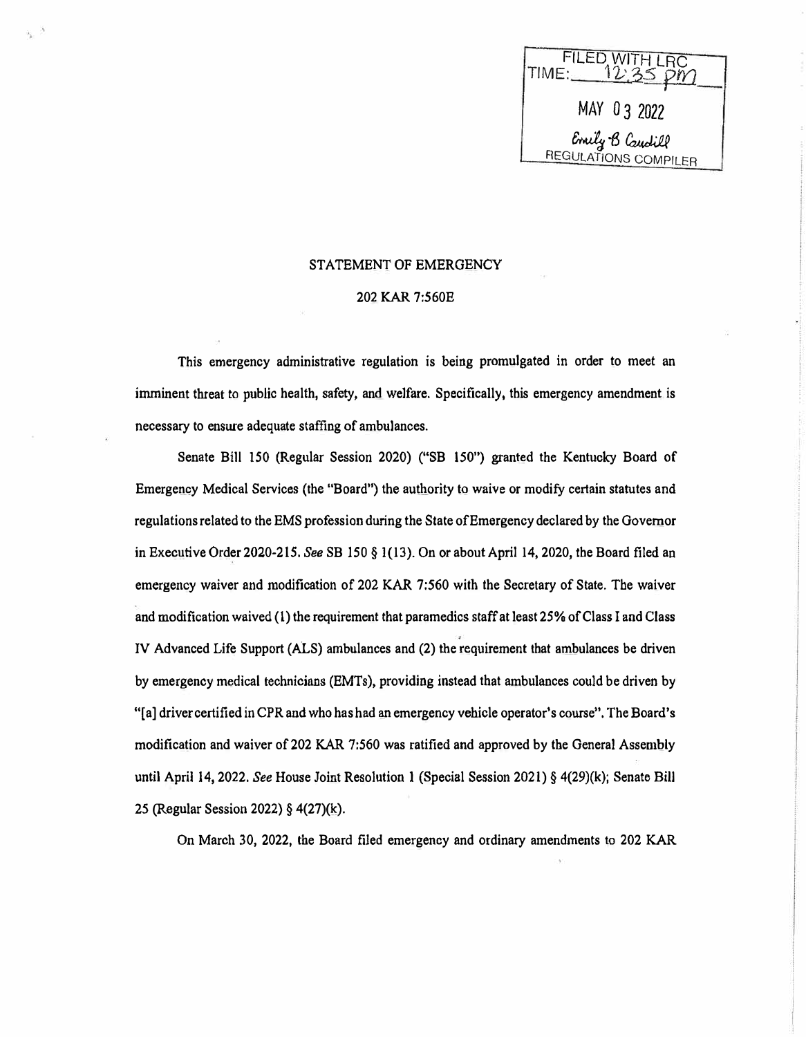FILED WITH LRC
TIME: 12:35 pm

MAY 03 2022

Emily B Caudill
REGULATIONS COMPILER

## STATEMENT OF EMERGENCY

## 202 KAR 7:560E

This emergency administrative regulation is being promulgated in order to meet an imminent threat to public health, safety, and welfare. Specifically, this emergency amendment is necessary to ensure adequate staffing of ambulances.

Senate Bill 150 (Regular Session 2020) ("SB 150") granted the Kentucky Board of Emergency Medical Services (the "Board") the authority to waive or modify certain statutes and regulations related to the EMS profession during the State of Emergency declared by the Governor in Executive Order 2020-215. *See* SB 150 § 1(13). On or about April 14, 2020, the Board filed an emergency waiver and modification of 202 KAR 7:560 with the Secretary of State. The waiver and modification waived (1) the requirement that paramedics staff at least 25% of Class I and Class IV Advanced Life Support (ALS) ambulances and (2) the requirement that ambulances be driven by emergency medical technicians (EMTs), providing instead that ambulances could be driven by "[a] driver certified in CPR and who has had an emergency vehicle operator's course". The Board's modification and waiver of 202 KAR 7:560 was ratified and approved by the General Assembly until April 14, 2022. *See* House Joint Resolution 1 (Special Session 2021) § 4(29)(k); Senate Bill 25 (Regular Session 2022) § 4(27)(k).

On March 30, 2022, the Board filed emergency and ordinary amendments to 202 KAR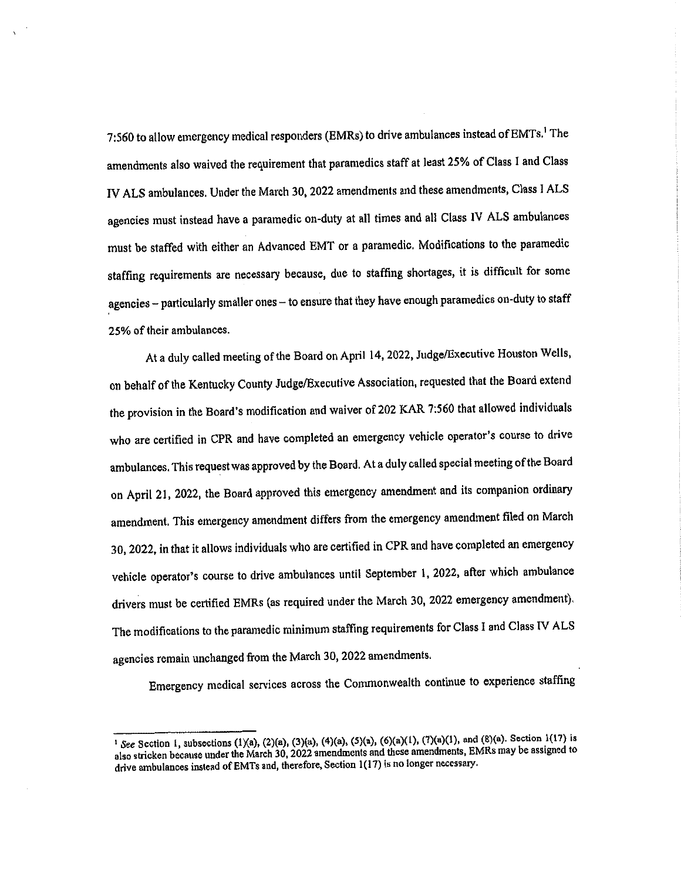7:560 to allow emergency medical responders (EMRs) to drive ambulances instead of EMTs.[1] The amendments also waived the requirement that paramedics staff at least 25% of Class I and Class IV ALS ambulances. Under the March 30, 2022 amendments and these amendments, Class I ALS agencies must instead have a paramedic on-duty at all times and all Class IV ALS ambulances must be staffed with either an Advanced EMT or a paramedic. Modifications to the paramedic staffing requirements are necessary because, due to staffing shortages, it is difficult for some agencies – particularly smaller ones – to ensure that they have enough paramedics on-duty to staff 25% of their ambulances.

At a duly called meeting of the Board on April 14, 2022, Judge/Executive Houston Wells, on behalf of the Kentucky County Judge/Executive Association, requested that the Board extend the provision in the Board's modification and waiver of 202 KAR 7:560 that allowed individuals who are certified in CPR and have completed an emergency vehicle operator's course to drive ambulances. This request was approved by the Board. At a duly called special meeting of the Board on April 21, 2022, the Board approved this emergency amendment and its companion ordinary amendment. This emergency amendment differs from the emergency amendment filed on March 30, 2022, in that it allows individuals who are certified in CPR and have completed an emergency vehicle operator's course to drive ambulances until September 1, 2022, after which ambulance drivers must be certified EMRs (as required under the March 30, 2022 emergency amendment). The modifications to the paramedic minimum staffing requirements for Class I and Class IV ALS agencies remain unchanged from the March 30, 2022 amendments.

Emergency medical services across the Commonwealth continue to experience staffing

---

[1] *See* Section 1, subsections (1)(a), (2)(a), (3)(a), (4)(a), (5)(a), (6)(a)(1), (7)(a)(1), and (8)(a). Section 1(17) is also stricken because under the March 30, 2022 amendments and these amendments, EMRs may be assigned to drive ambulances instead of EMTs and, therefore, Section 1(17) is no longer necessary.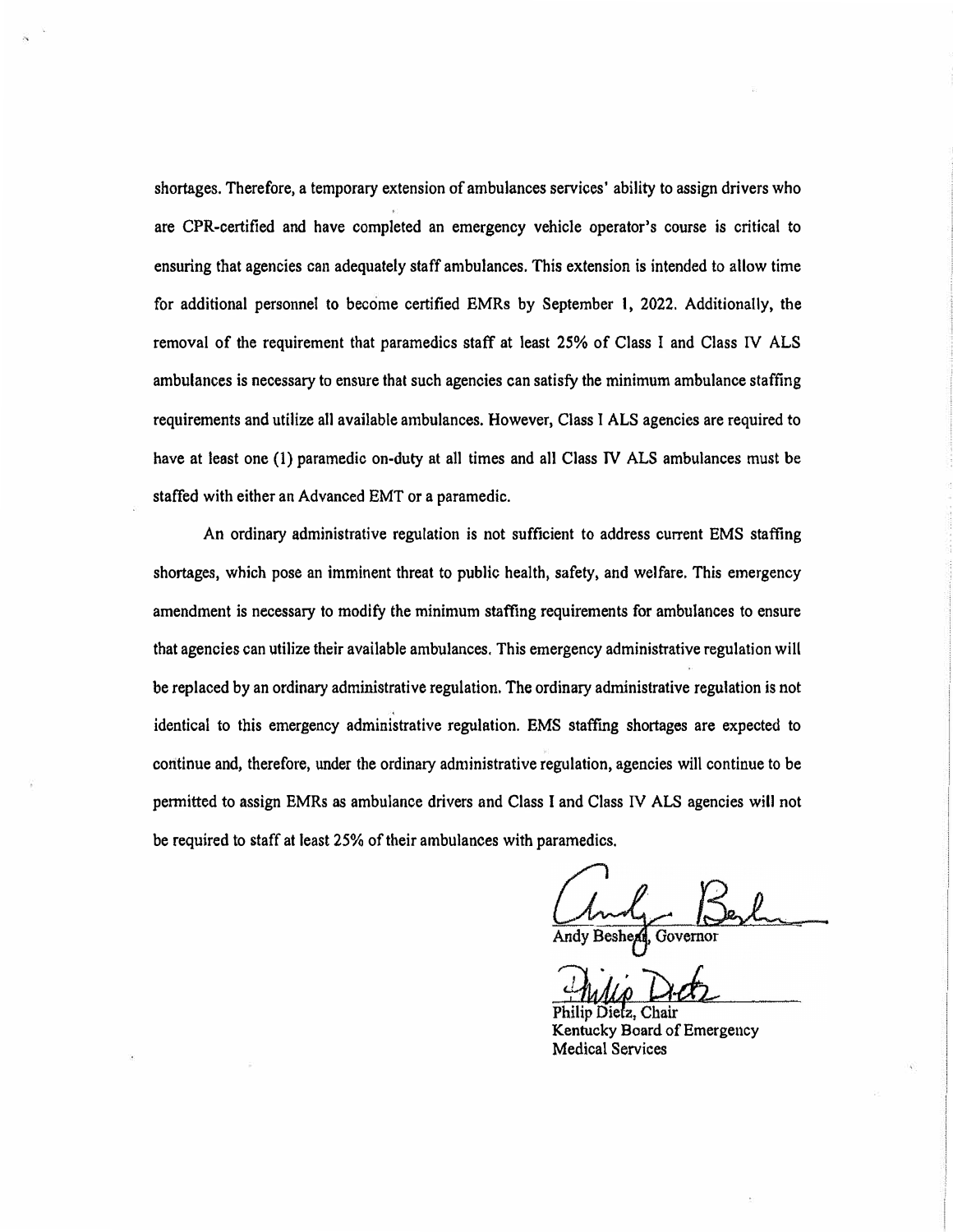shortages. Therefore, a temporary extension of ambulances services' ability to assign drivers who are CPR-certified and have completed an emergency vehicle operator's course is critical to ensuring that agencies can adequately staff ambulances. This extension is intended to allow time for additional personnel to become certified EMRs by September 1, 2022. Additionally, the removal of the requirement that paramedics staff at least 25% of Class I and Class IV ALS ambulances is necessary to ensure that such agencies can satisfy the minimum ambulance staffing requirements and utilize all available ambulances. However, Class I ALS agencies are required to have at least one (1) paramedic on-duty at all times and all Class IV ALS ambulances must be staffed with either an Advanced EMT or a paramedic.

An ordinary administrative regulation is not sufficient to address current EMS staffing shortages, which pose an imminent threat to public health, safety, and welfare. This emergency amendment is necessary to modify the minimum staffing requirements for ambulances to ensure that agencies can utilize their available ambulances. This emergency administrative regulation will be replaced by an ordinary administrative regulation. The ordinary administrative regulation is not identical to this emergency administrative regulation. EMS staffing shortages are expected to continue and, therefore, under the ordinary administrative regulation, agencies will continue to be permitted to assign EMRs as ambulance drivers and Class I and Class IV ALS agencies will not be required to staff at least 25% of their ambulances with paramedics.

Andy Beshear, Governor

Philip Dietz, Chair
Kentucky Board of Emergency Medical Services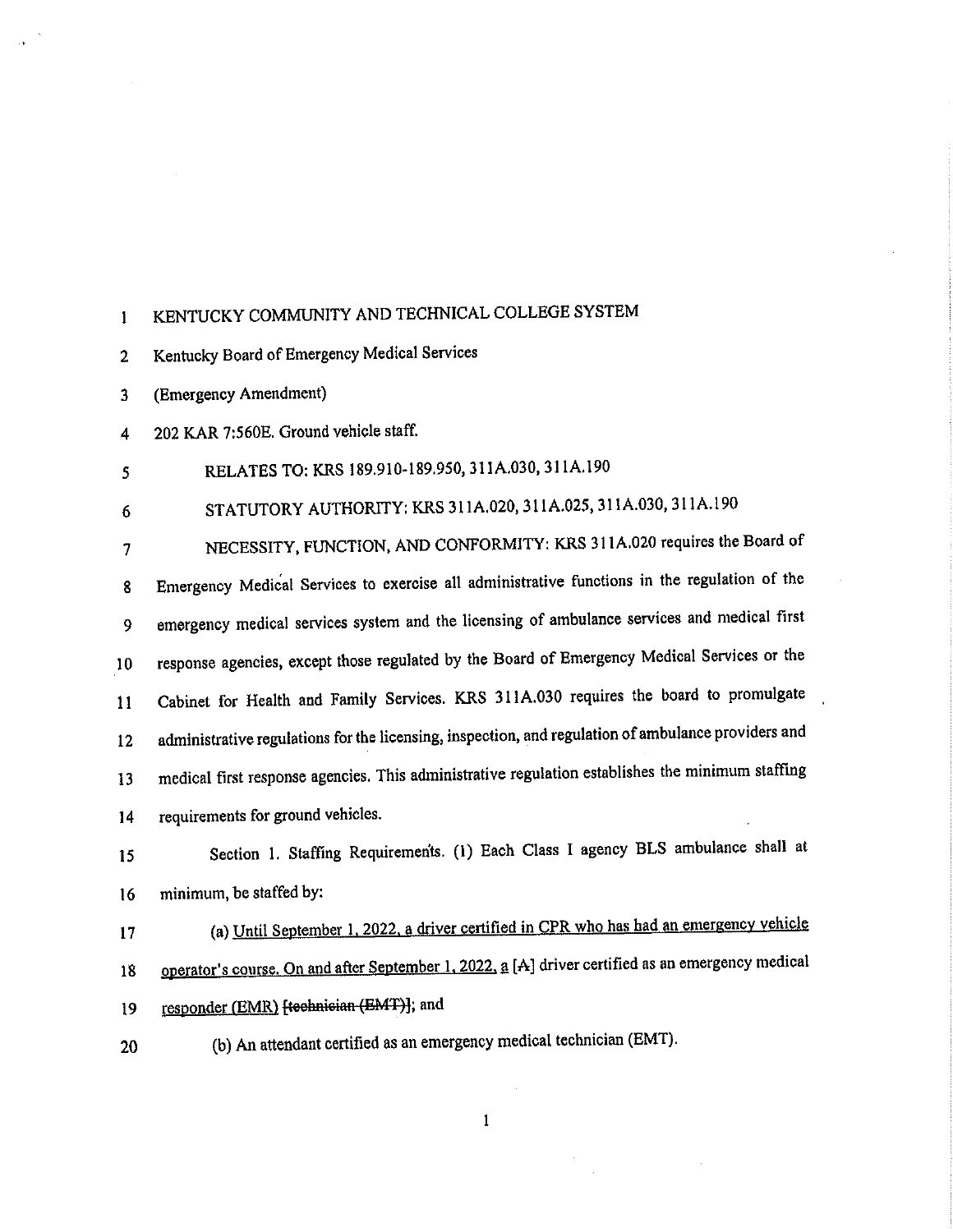KENTUCKY COMMUNITY AND TECHNICAL COLLEGE SYSTEM

Kentucky Board of Emergency Medical Services

(Emergency Amendment)

202 KAR 7:560E. Ground vehicle staff.

RELATES TO: KRS 189.910-189.950, 311A.030, 311A.190

STATUTORY AUTHORITY: KRS 311A.020, 311A.025, 311A.030, 311A.190

NECESSITY, FUNCTION, AND CONFORMITY: KRS 311A.020 requires the Board of Emergency Medical Services to exercise all administrative functions in the regulation of the emergency medical services system and the licensing of ambulance services and medical first response agencies, except those regulated by the Board of Emergency Medical Services or the Cabinet for Health and Family Services. KRS 311A.030 requires the board to promulgate administrative regulations for the licensing, inspection, and regulation of ambulance providers and medical first response agencies. This administrative regulation establishes the minimum staffing requirements for ground vehicles.

Section 1. Staffing Requirements. (1) Each Class I agency BLS ambulance shall at minimum, be staffed by:

(a) Until September 1, 2022, a driver certified in CPR who has had an emergency vehicle operator's course. On and after September 1, 2022, a [A] driver certified as an emergency medical responder (EMR) ~~[technician (EMT)]~~; and

(b) An attendant certified as an emergency medical technician (EMT).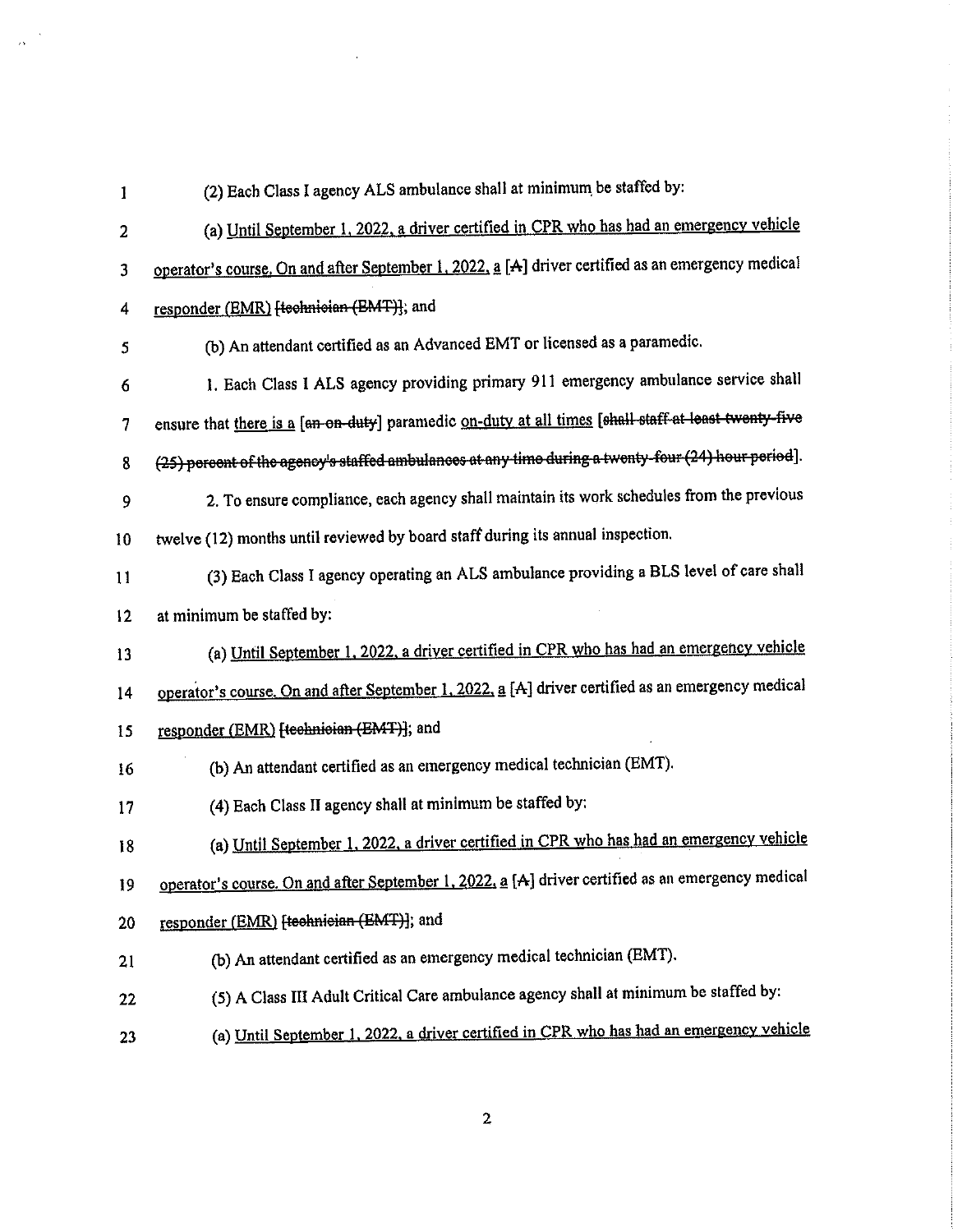(2) Each Class I agency ALS ambulance shall at minimum be staffed by:

(a) <u>Until September 1, 2022, a driver certified in CPR who has had an emergency vehicle operator's course. On and after September 1, 2022, a</u> [A] driver certified as an emergency medical <u>responder (EMR)</u> [~~technician (EMT)~~]; and

(b) An attendant certified as an Advanced EMT or licensed as a paramedic.

1. Each Class I ALS agency providing primary 911 emergency ambulance service shall ensure that <u>there is a</u> [~~an on-duty~~] paramedic <u>on-duty at all times</u> [~~shall staff at least twenty-five (25) percent of the agency's staffed ambulances at any time during a twenty-four (24) hour period~~].

2. To ensure compliance, each agency shall maintain its work schedules from the previous twelve (12) months until reviewed by board staff during its annual inspection.

(3) Each Class I agency operating an ALS ambulance providing a BLS level of care shall at minimum be staffed by:

(a) <u>Until September 1, 2022, a driver certified in CPR who has had an emergency vehicle operator's course. On and after September 1, 2022, a</u> [A] driver certified as an emergency medical <u>responder (EMR)</u> [~~technician (EMT)~~]; and

(b) An attendant certified as an emergency medical technician (EMT).

(4) Each Class II agency shall at minimum be staffed by:

(a) <u>Until September 1, 2022, a driver certified in CPR who has had an emergency vehicle operator's course. On and after September 1, 2022, a</u> [A] driver certified as an emergency medical <u>responder (EMR)</u> [~~technician (EMT)~~]; and

(b) An attendant certified as an emergency medical technician (EMT).

(5) A Class III Adult Critical Care ambulance agency shall at minimum be staffed by:

(a) <u>Until September 1, 2022, a driver certified in CPR who has had an emergency vehicle</u>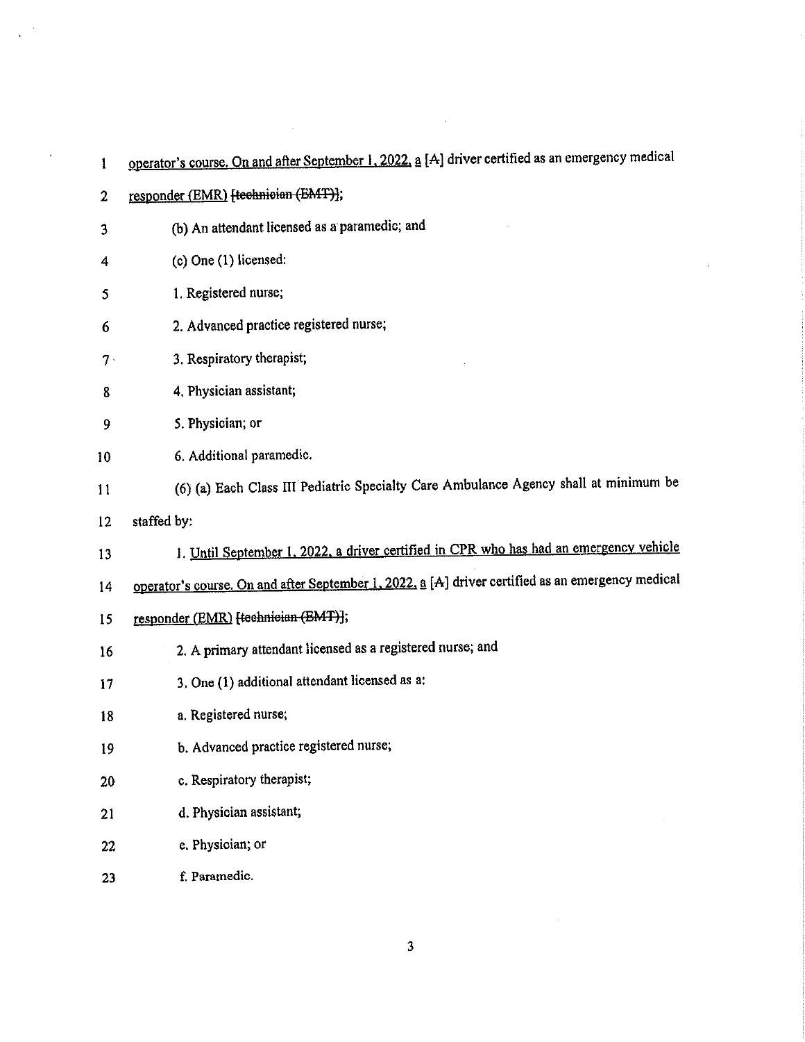operator's course. On and after September 1, 2022, a [A] driver certified as an emergency medical responder (EMR) [technician (EMT)];

(b) An attendant licensed as a paramedic; and

(c) One (1) licensed:

1. Registered nurse;

2. Advanced practice registered nurse;

3. Respiratory therapist;

4. Physician assistant;

5. Physician; or

6. Additional paramedic.

(6) (a) Each Class III Pediatric Specialty Care Ambulance Agency shall at minimum be staffed by:

1. Until September 1, 2022, a driver certified in CPR who has had an emergency vehicle operator's course. On and after September 1, 2022, a [A] driver certified as an emergency medical responder (EMR) [technician (EMT)];

2. A primary attendant licensed as a registered nurse; and

3. One (1) additional attendant licensed as a:

a. Registered nurse;

b. Advanced practice registered nurse;

c. Respiratory therapist;

d. Physician assistant;

e. Physician; or

f. Paramedic.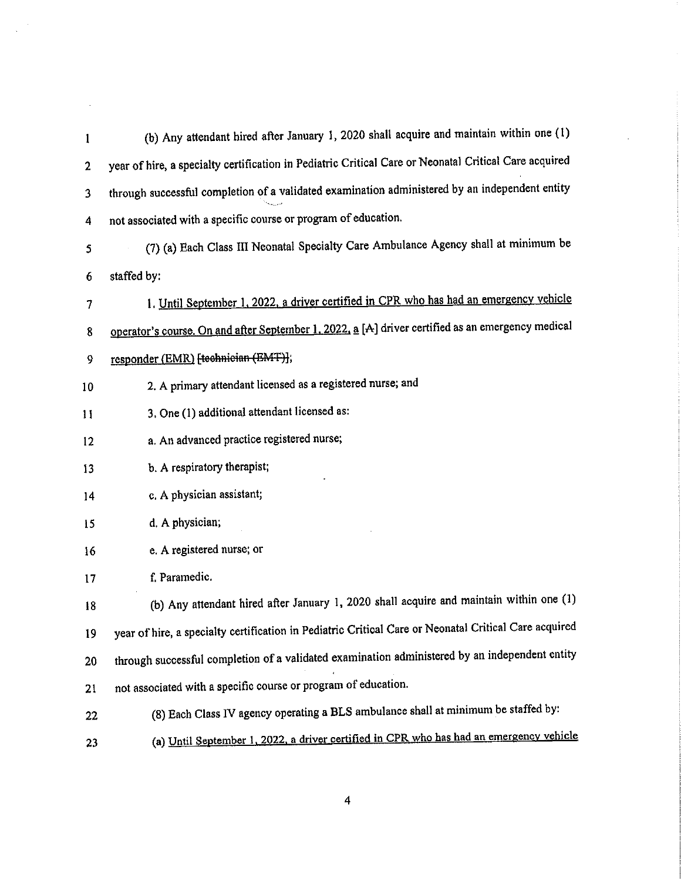(b) Any attendant hired after January 1, 2020 shall acquire and maintain within one (1) year of hire, a specialty certification in Pediatric Critical Care or Neonatal Critical Care acquired through successful completion of a validated examination administered by an independent entity not associated with a specific course or program of education.

(7) (a) Each Class III Neonatal Specialty Care Ambulance Agency shall at minimum be staffed by:

1. Until September 1, 2022, a driver certified in CPR who has had an emergency vehicle operator's course. On and after September 1, 2022, a [A] driver certified as an emergency medical responder (EMR) [technician (EMT)];

2. A primary attendant licensed as a registered nurse; and

3. One (1) additional attendant licensed as:

a. An advanced practice registered nurse;

b. A respiratory therapist;

c. A physician assistant;

d. A physician;

e. A registered nurse; or

f. Paramedic.

(b) Any attendant hired after January 1, 2020 shall acquire and maintain within one (1) year of hire, a specialty certification in Pediatric Critical Care or Neonatal Critical Care acquired through successful completion of a validated examination administered by an independent entity not associated with a specific course or program of education.

(8) Each Class IV agency operating a BLS ambulance shall at minimum be staffed by:

(a) Until September 1, 2022, a driver certified in CPR who has had an emergency vehicle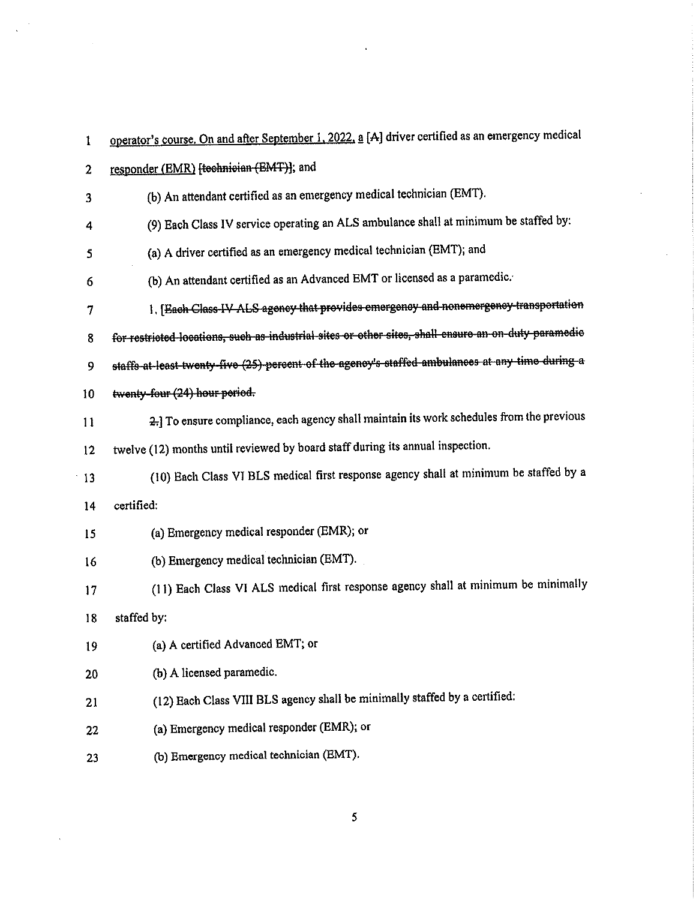operator's course. On and after September 1, 2022, a [A] driver certified as an emergency medical responder (EMR) [~~technician (EMT)~~]; and

(b) An attendant certified as an emergency medical technician (EMT).

(9) Each Class IV service operating an ALS ambulance shall at minimum be staffed by:

(a) A driver certified as an emergency medical technician (EMT); and

(b) An attendant certified as an Advanced EMT or licensed as a paramedic.

1. [~~Each Class IV ALS agency that provides emergency and nonemergency transportation for restricted locations, such as industrial sites or other sites, shall ensure an on-duty paramedic staffs at least twenty-five (25) percent of the agency's staffed ambulances at any time during a twenty-four (24) hour period.~~

~~2.~~] To ensure compliance, each agency shall maintain its work schedules from the previous twelve (12) months until reviewed by board staff during its annual inspection.

(10) Each Class VI BLS medical first response agency shall at minimum be staffed by a certified:

(a) Emergency medical responder (EMR); or

(b) Emergency medical technician (EMT).

(11) Each Class VI ALS medical first response agency shall at minimum be minimally staffed by:

(a) A certified Advanced EMT; or

(b) A licensed paramedic.

(12) Each Class VIII BLS agency shall be minimally staffed by a certified:

(a) Emergency medical responder (EMR); or

(b) Emergency medical technician (EMT).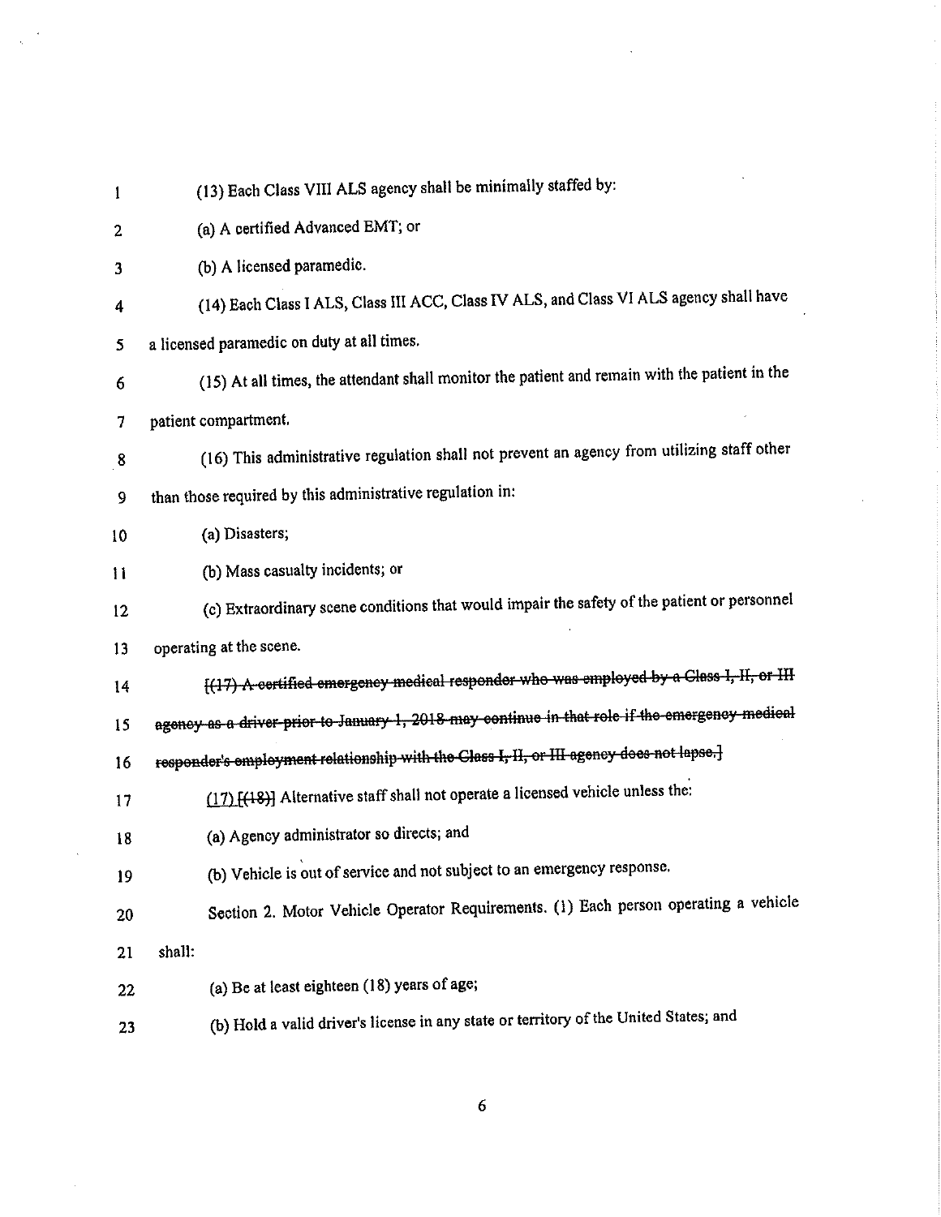(13) Each Class VIII ALS agency shall be minimally staffed by:

(a) A certified Advanced EMT; or

(b) A licensed paramedic.

(14) Each Class I ALS, Class III ACC, Class IV ALS, and Class VI ALS agency shall have a licensed paramedic on duty at all times.

(15) At all times, the attendant shall monitor the patient and remain with the patient in the patient compartment.

(16) This administrative regulation shall not prevent an agency from utilizing staff other than those required by this administrative regulation in:

(a) Disasters;

(b) Mass casualty incidents; or

(c) Extraordinary scene conditions that would impair the safety of the patient or personnel operating at the scene.

[~~(17) A certified emergency medical responder who was employed by a Class I, II, or III agency as a driver prior to January 1, 2018 may continue in that role if the emergency medical responder's employment relationship with the Class I, II, or III agency does not lapse.~~]

<u>(17)</u> [~~(18)~~] Alternative staff shall not operate a licensed vehicle unless the:

(a) Agency administrator so directs; and

(b) Vehicle is out of service and not subject to an emergency response.

Section 2. Motor Vehicle Operator Requirements. (1) Each person operating a vehicle shall:

(a) Be at least eighteen (18) years of age;

(b) Hold a valid driver's license in any state or territory of the United States; and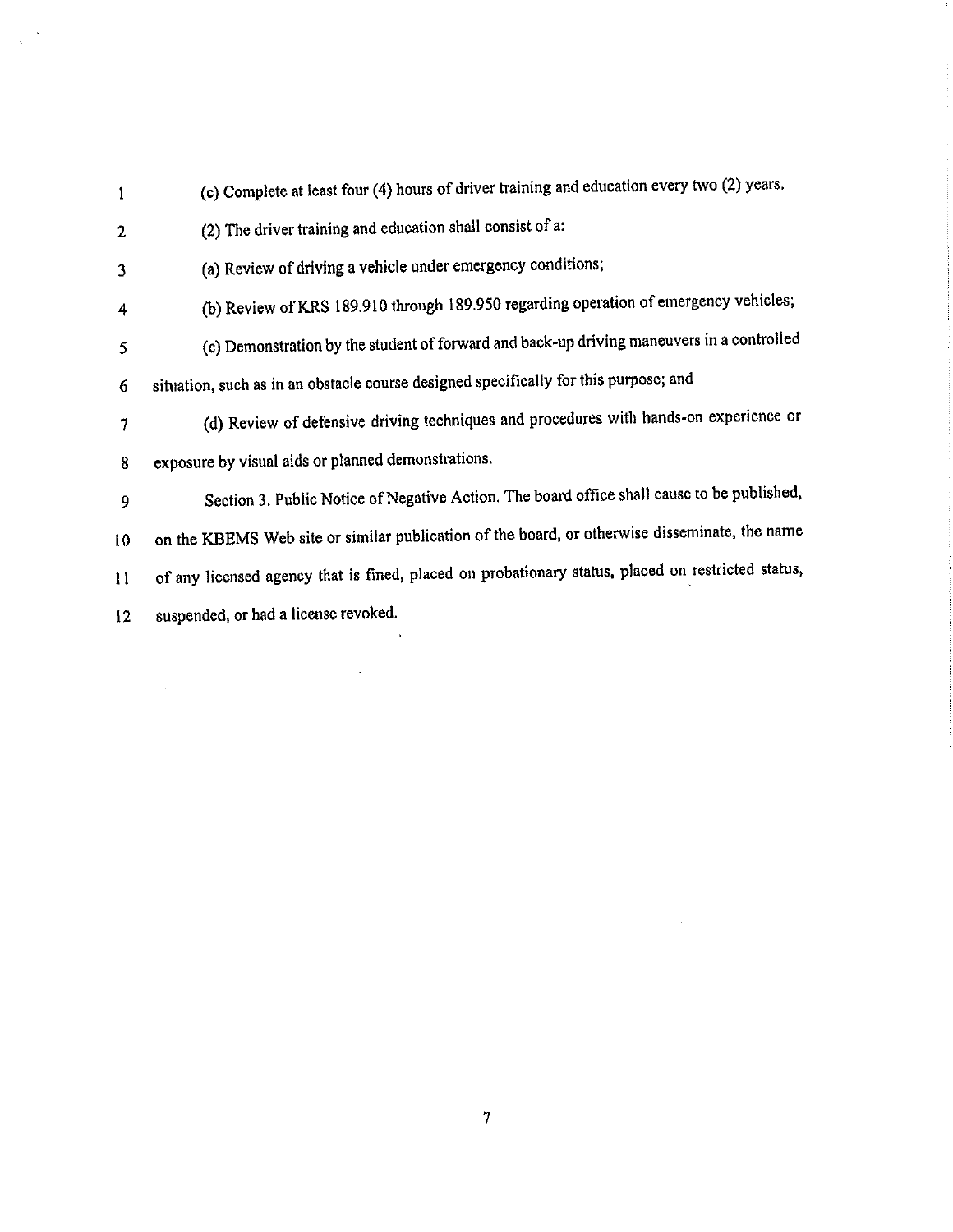(c) Complete at least four (4) hours of driver training and education every two (2) years.

(2) The driver training and education shall consist of a:

(a) Review of driving a vehicle under emergency conditions;

(b) Review of KRS 189.910 through 189.950 regarding operation of emergency vehicles;

(c) Demonstration by the student of forward and back-up driving maneuvers in a controlled situation, such as in an obstacle course designed specifically for this purpose; and

(d) Review of defensive driving techniques and procedures with hands-on experience or exposure by visual aids or planned demonstrations.

Section 3. Public Notice of Negative Action. The board office shall cause to be published, on the KBEMS Web site or similar publication of the board, or otherwise disseminate, the name of any licensed agency that is fined, placed on probationary status, placed on restricted status, suspended, or had a license revoked.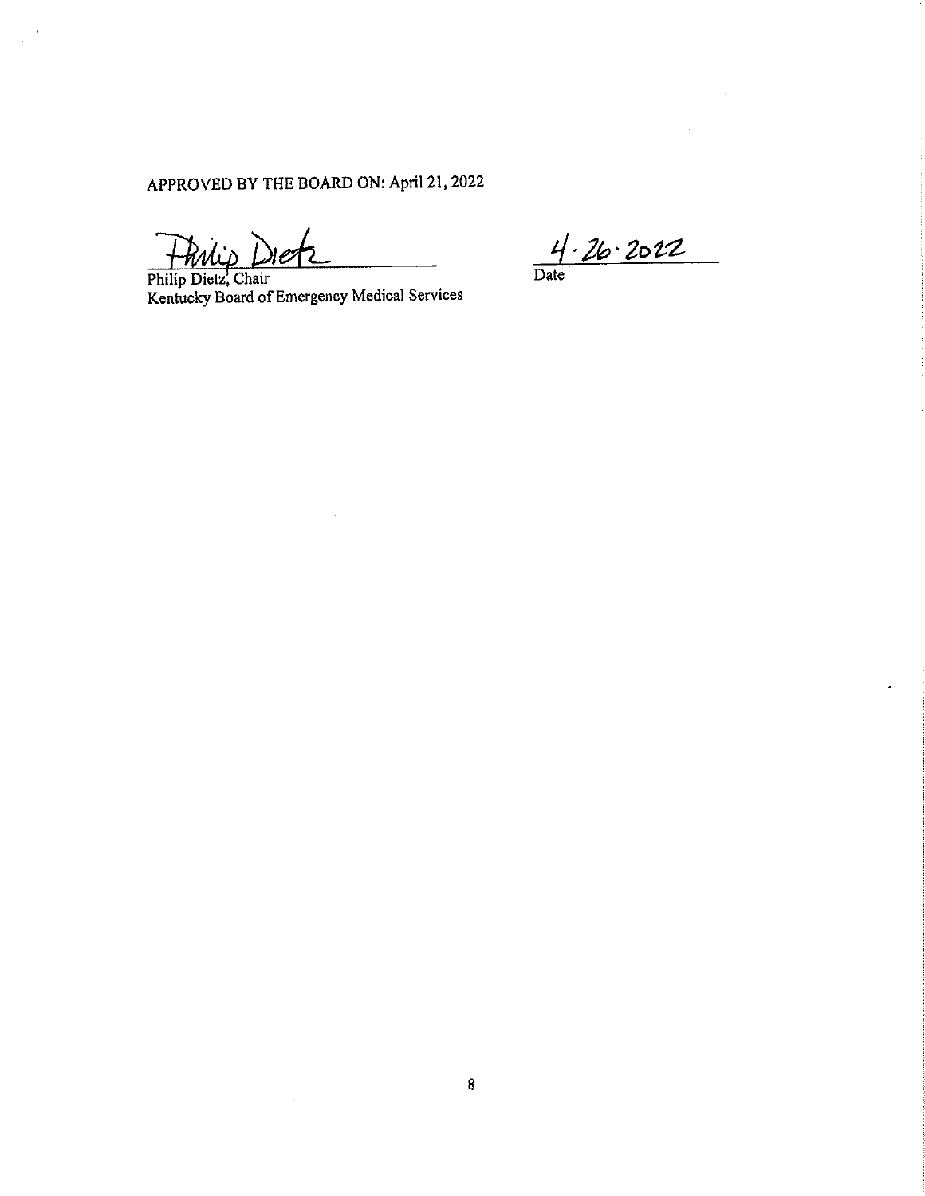APPROVED BY THE BOARD ON: April 21, 2022

Philip Dietz

Philip Dietz, Chair
Kentucky Board of Emergency Medical Services

4·26·2022

Date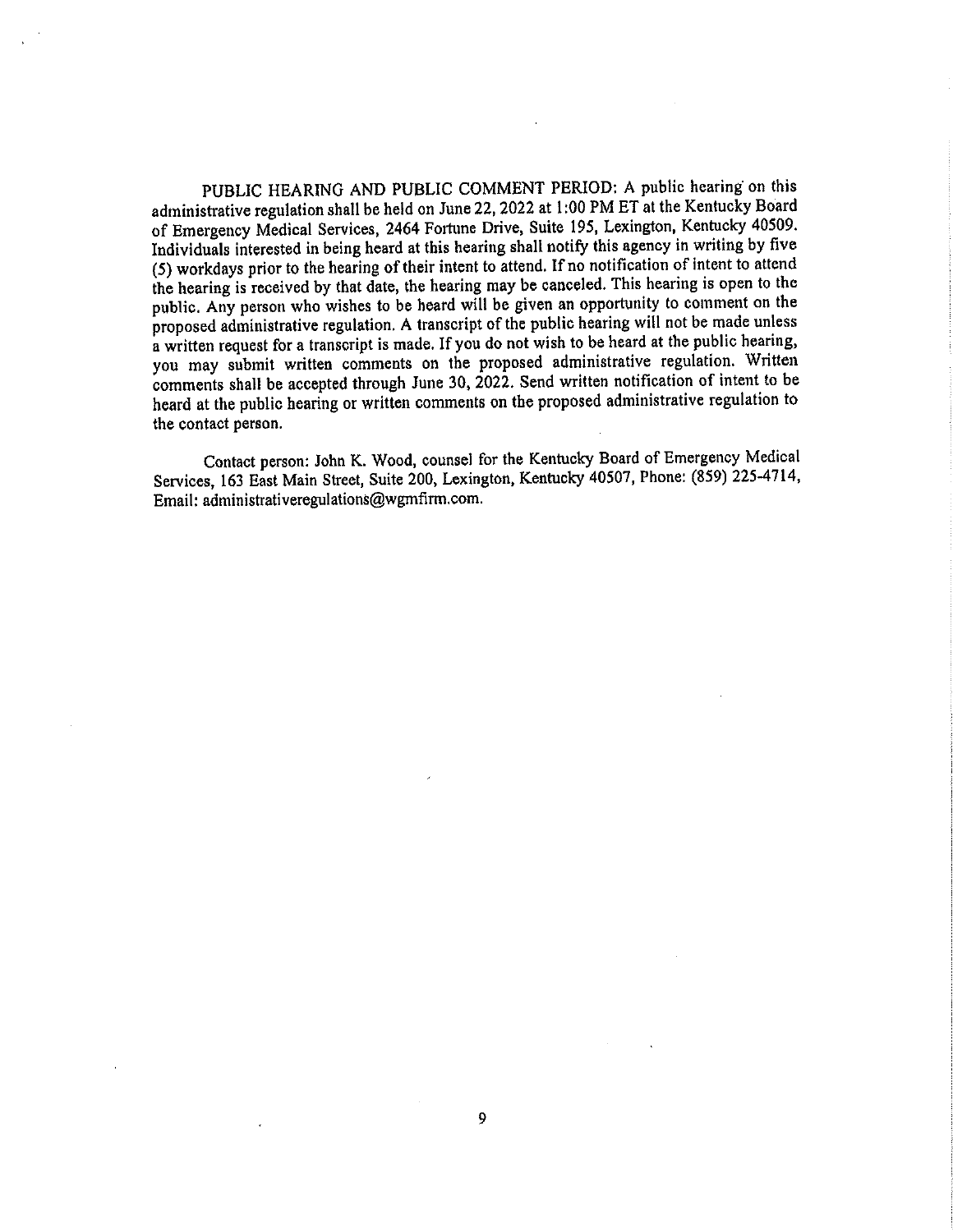PUBLIC HEARING AND PUBLIC COMMENT PERIOD: A public hearing on this administrative regulation shall be held on June 22, 2022 at 1:00 PM ET at the Kentucky Board of Emergency Medical Services, 2464 Fortune Drive, Suite 195, Lexington, Kentucky 40509. Individuals interested in being heard at this hearing shall notify this agency in writing by five (5) workdays prior to the hearing of their intent to attend. If no notification of intent to attend the hearing is received by that date, the hearing may be canceled. This hearing is open to the public. Any person who wishes to be heard will be given an opportunity to comment on the proposed administrative regulation. A transcript of the public hearing will not be made unless a written request for a transcript is made. If you do not wish to be heard at the public hearing, you may submit written comments on the proposed administrative regulation. Written comments shall be accepted through June 30, 2022. Send written notification of intent to be heard at the public hearing or written comments on the proposed administrative regulation to the contact person.

Contact person: John K. Wood, counsel for the Kentucky Board of Emergency Medical Services, 163 East Main Street, Suite 200, Lexington, Kentucky 40507, Phone: (859) 225-4714, Email: administrativeregulations@wgmfirm.com.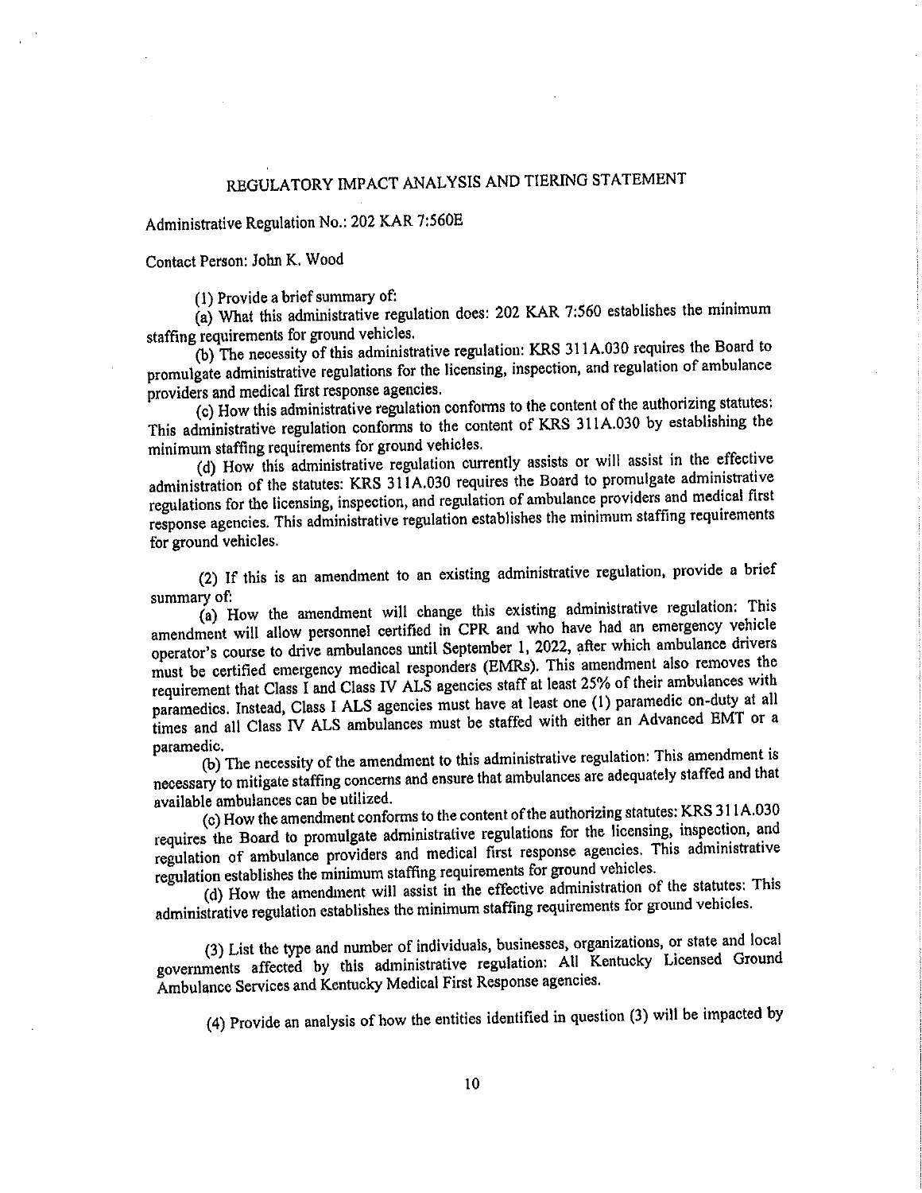# REGULATORY IMPACT ANALYSIS AND TIERING STATEMENT

Administrative Regulation No.: 202 KAR 7:560E

Contact Person: John K. Wood

(1) Provide a brief summary of:

(a) What this administrative regulation does: 202 KAR 7:560 establishes the minimum staffing requirements for ground vehicles.

(b) The necessity of this administrative regulation: KRS 311A.030 requires the Board to promulgate administrative regulations for the licensing, inspection, and regulation of ambulance providers and medical first response agencies.

(c) How this administrative regulation conforms to the content of the authorizing statutes: This administrative regulation conforms to the content of KRS 311A.030 by establishing the minimum staffing requirements for ground vehicles.

(d) How this administrative regulation currently assists or will assist in the effective administration of the statutes: KRS 311A.030 requires the Board to promulgate administrative regulations for the licensing, inspection, and regulation of ambulance providers and medical first response agencies. This administrative regulation establishes the minimum staffing requirements for ground vehicles.

(2) If this is an amendment to an existing administrative regulation, provide a brief summary of:

(a) How the amendment will change this existing administrative regulation: This amendment will allow personnel certified in CPR and who have had an emergency vehicle operator's course to drive ambulances until September 1, 2022, after which ambulance drivers must be certified emergency medical responders (EMRs). This amendment also removes the requirement that Class I and Class IV ALS agencies staff at least 25% of their ambulances with paramedics. Instead, Class I ALS agencies must have at least one (1) paramedic on-duty at all times and all Class IV ALS ambulances must be staffed with either an Advanced EMT or a paramedic.

(b) The necessity of the amendment to this administrative regulation: This amendment is necessary to mitigate staffing concerns and ensure that ambulances are adequately staffed and that available ambulances can be utilized.

(c) How the amendment conforms to the content of the authorizing statutes: KRS 311A.030 requires the Board to promulgate administrative regulations for the licensing, inspection, and regulation of ambulance providers and medical first response agencies. This administrative regulation establishes the minimum staffing requirements for ground vehicles.

(d) How the amendment will assist in the effective administration of the statutes: This administrative regulation establishes the minimum staffing requirements for ground vehicles.

(3) List the type and number of individuals, businesses, organizations, or state and local governments affected by this administrative regulation: All Kentucky Licensed Ground Ambulance Services and Kentucky Medical First Response agencies.

(4) Provide an analysis of how the entities identified in question (3) will be impacted by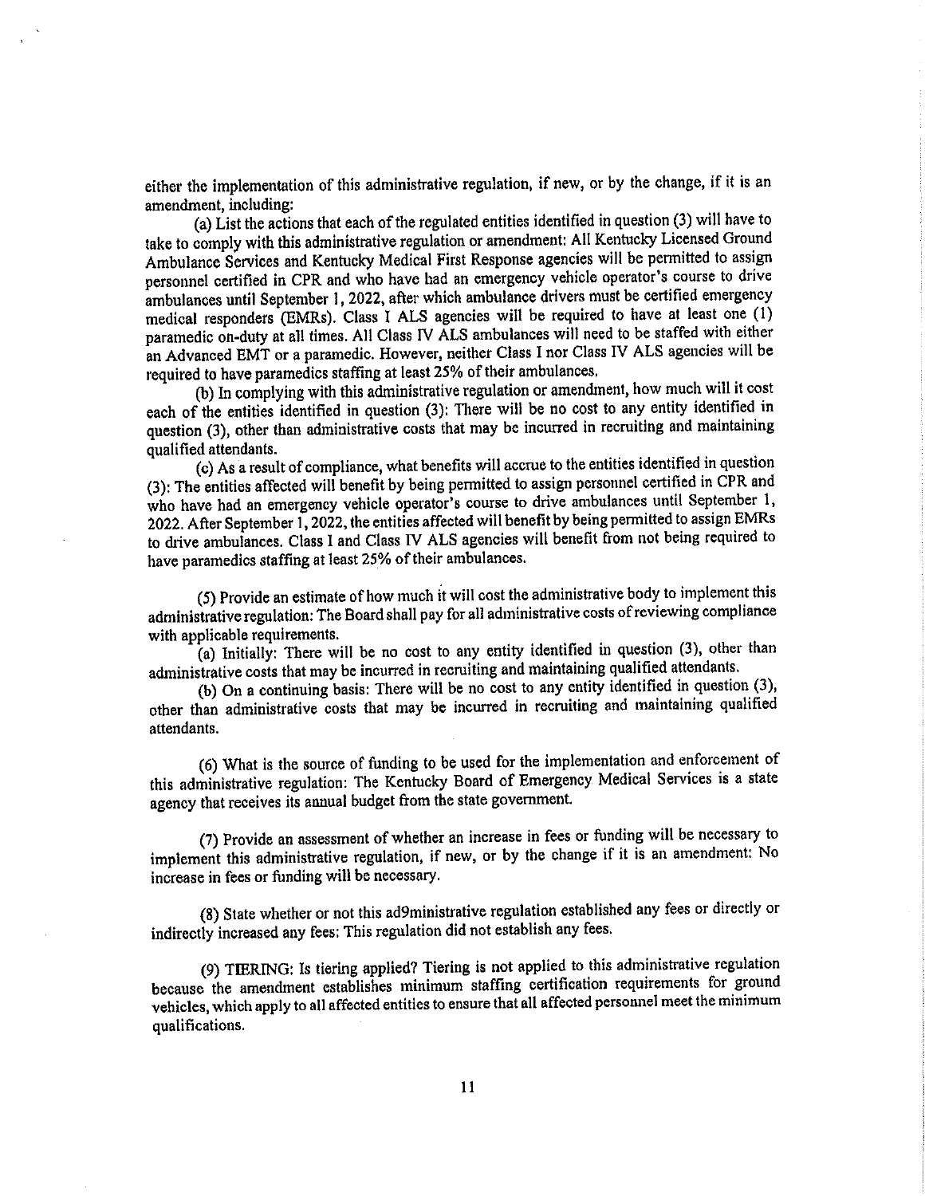either the implementation of this administrative regulation, if new, or by the change, if it is an amendment, including:

(a) List the actions that each of the regulated entities identified in question (3) will have to take to comply with this administrative regulation or amendment: All Kentucky Licensed Ground Ambulance Services and Kentucky Medical First Response agencies will be permitted to assign personnel certified in CPR and who have had an emergency vehicle operator's course to drive ambulances until September 1, 2022, after which ambulance drivers must be certified emergency medical responders (EMRs). Class I ALS agencies will be required to have at least one (1) paramedic on-duty at all times. All Class IV ALS ambulances will need to be staffed with either an Advanced EMT or a paramedic. However, neither Class I nor Class IV ALS agencies will be required to have paramedics staffing at least 25% of their ambulances.

(b) In complying with this administrative regulation or amendment, how much will it cost each of the entities identified in question (3): There will be no cost to any entity identified in question (3), other than administrative costs that may be incurred in recruiting and maintaining qualified attendants.

(c) As a result of compliance, what benefits will accrue to the entities identified in question (3): The entities affected will benefit by being permitted to assign personnel certified in CPR and who have had an emergency vehicle operator's course to drive ambulances until September 1, 2022. After September 1, 2022, the entities affected will benefit by being permitted to assign EMRs to drive ambulances. Class I and Class IV ALS agencies will benefit from not being required to have paramedics staffing at least 25% of their ambulances.

(5) Provide an estimate of how much it will cost the administrative body to implement this administrative regulation: The Board shall pay for all administrative costs of reviewing compliance with applicable requirements.

(a) Initially: There will be no cost to any entity identified in question (3), other than administrative costs that may be incurred in recruiting and maintaining qualified attendants.

(b) On a continuing basis: There will be no cost to any entity identified in question (3), other than administrative costs that may be incurred in recruiting and maintaining qualified attendants.

(6) What is the source of funding to be used for the implementation and enforcement of this administrative regulation: The Kentucky Board of Emergency Medical Services is a state agency that receives its annual budget from the state government.

(7) Provide an assessment of whether an increase in fees or funding will be necessary to implement this administrative regulation, if new, or by the change if it is an amendment: No increase in fees or funding will be necessary.

(8) State whether or not this ad9ministrative regulation established any fees or directly or indirectly increased any fees: This regulation did not establish any fees.

(9) TIERING: Is tiering applied? Tiering is not applied to this administrative regulation because the amendment establishes minimum staffing certification requirements for ground vehicles, which apply to all affected entities to ensure that all affected personnel meet the minimum qualifications.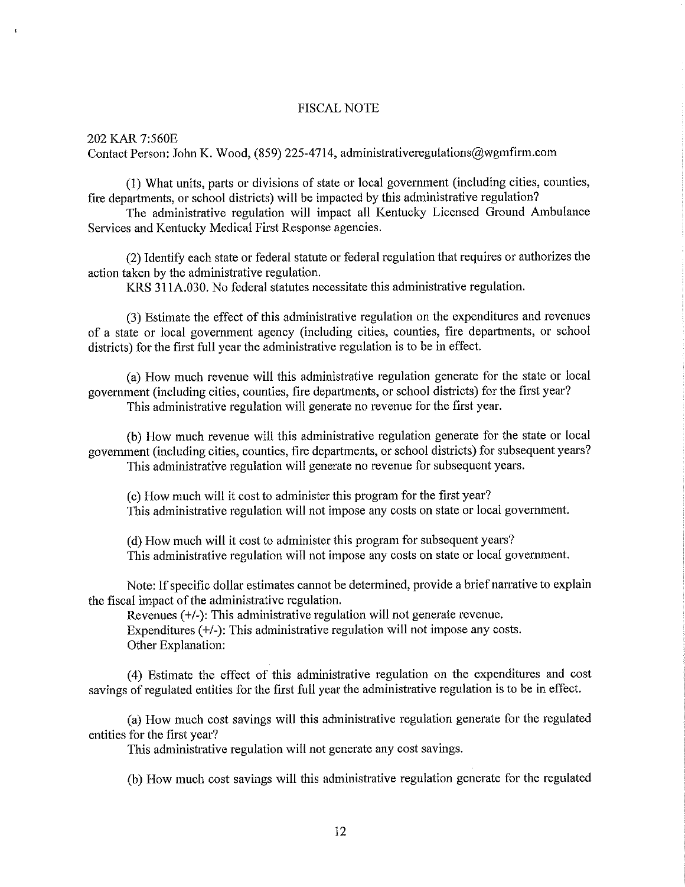# FISCAL NOTE

202 KAR 7:560E

Contact Person: John K. Wood, (859) 225-4714, administrativeregulations@wgmfirm.com

(1) What units, parts or divisions of state or local government (including cities, counties, fire departments, or school districts) will be impacted by this administrative regulation?

The administrative regulation will impact all Kentucky Licensed Ground Ambulance Services and Kentucky Medical First Response agencies.

(2) Identify each state or federal statute or federal regulation that requires or authorizes the action taken by the administrative regulation.

KRS 311A.030. No federal statutes necessitate this administrative regulation.

(3) Estimate the effect of this administrative regulation on the expenditures and revenues of a state or local government agency (including cities, counties, fire departments, or school districts) for the first full year the administrative regulation is to be in effect.

(a) How much revenue will this administrative regulation generate for the state or local government (including cities, counties, fire departments, or school districts) for the first year?

This administrative regulation will generate no revenue for the first year.

(b) How much revenue will this administrative regulation generate for the state or local government (including cities, counties, fire departments, or school districts) for subsequent years?

This administrative regulation will generate no revenue for subsequent years.

(c) How much will it cost to administer this program for the first year?

This administrative regulation will not impose any costs on state or local government.

(d) How much will it cost to administer this program for subsequent years?

This administrative regulation will not impose any costs on state or local government.

Note: If specific dollar estimates cannot be determined, provide a brief narrative to explain the fiscal impact of the administrative regulation.

Revenues (+/-): This administrative regulation will not generate revenue.

Expenditures (+/-): This administrative regulation will not impose any costs.

Other Explanation:

(4) Estimate the effect of this administrative regulation on the expenditures and cost savings of regulated entities for the first full year the administrative regulation is to be in effect.

(a) How much cost savings will this administrative regulation generate for the regulated entities for the first year?

This administrative regulation will not generate any cost savings.

(b) How much cost savings will this administrative regulation generate for the regulated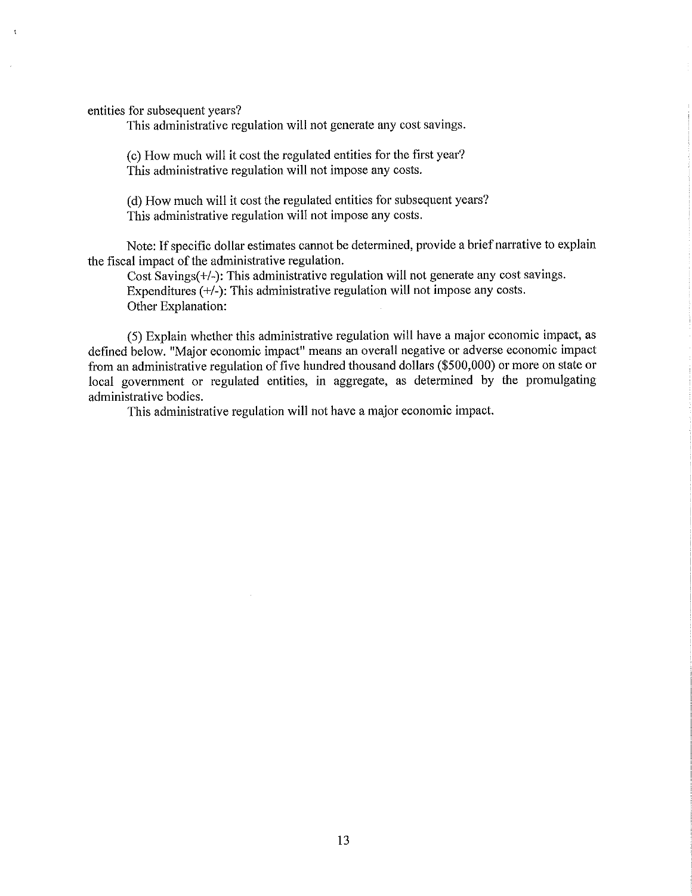entities for subsequent years?

This administrative regulation will not generate any cost savings.

(c) How much will it cost the regulated entities for the first year?

This administrative regulation will not impose any costs.

(d) How much will it cost the regulated entities for subsequent years?

This administrative regulation will not impose any costs.

Note: If specific dollar estimates cannot be determined, provide a brief narrative to explain the fiscal impact of the administrative regulation.

Cost Savings(+/-): This administrative regulation will not generate any cost savings.

Expenditures (+/-): This administrative regulation will not impose any costs.

Other Explanation:

(5) Explain whether this administrative regulation will have a major economic impact, as defined below. "Major economic impact" means an overall negative or adverse economic impact from an administrative regulation of five hundred thousand dollars ($500,000) or more on state or local government or regulated entities, in aggregate, as determined by the promulgating administrative bodies.

This administrative regulation will not have a major economic impact.